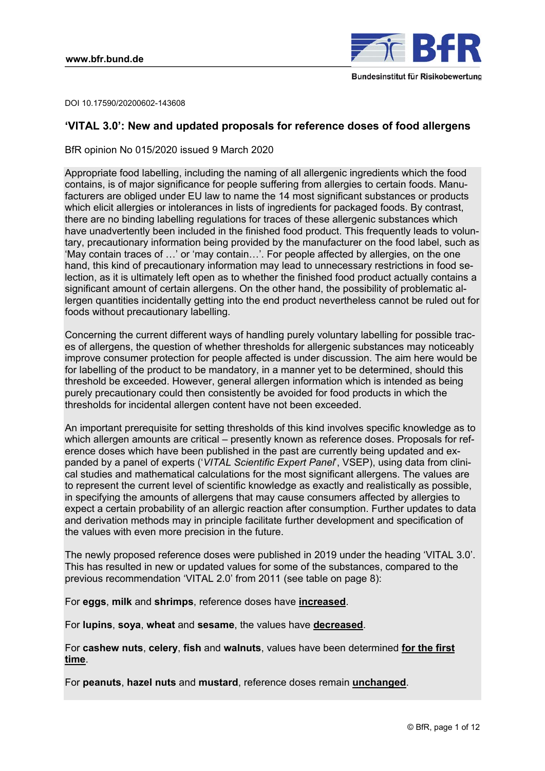DOI 10.17590/20200602-143608

## 'VITAL 3.0': New and updated proposals for reference doses of food allergens

BfR opinion No 015/2020 issued 9 March 2020

Appropriate food labelling, including the naming of all allergenic ingredients which the food contains, is of major significance for people suffering from allergies to certain foods. Manufacturers are obliged under EU law to name the 14 most significant substances or products which elicit allergies or intolerances in lists of ingredients for packaged foods. By contrast, there are no binding labelling regulations for traces of these allergenic substances which have unadvertently been included in the finished food product. This frequently leads to voluntary, precautionary information being provided by the manufacturer on the food label, such as 'May contain traces of …' or 'may contain…'. For people affected by allergies, on the one hand, this kind of precautionary information may lead to unnecessary restrictions in food selection, as it is ultimately left open as to whether the finished food product actually contains a significant amount of certain allergens. On the other hand, the possibility of problematic allergen quantities incidentally getting into the end product nevertheless cannot be ruled out for foods without precautionary labelling.

Concerning the current different ways of handling purely voluntary labelling for possible traces of allergens, the question of whether thresholds for allergenic substances may noticeably improve consumer protection for people affected is under discussion. The aim here would be for labelling of the product to be mandatory, in a manner yet to be determined, should this threshold be exceeded. However, general allergen information which is intended as being purely precautionary could then consistently be avoided for food products in which the thresholds for incidental allergen content have not been exceeded.

An important prerequisite for setting thresholds of this kind involves specific knowledge as to which allergen amounts are critical – presently known as reference doses. Proposals for reference doses which have been published in the past are currently being updated and expanded by a panel of experts ('*VITAL Scientific Expert Panel*', VSEP), using data from clinical studies and mathematical calculations for the most significant allergens. The values are to represent the current level of scientific knowledge as exactly and realistically as possible, in specifying the amounts of allergens that may cause consumers affected by allergies to expect a certain probability of an allergic reaction after consumption. Further updates to data and derivation methods may in principle facilitate further development and specification of the values with even more precision in the future.

The newly proposed reference doses were published in 2019 under the heading 'VITAL 3.0'. This has resulted in new or updated values for some of the substances, compared to the previous recommendation 'VITAL 2.0' from 2011 (see table on page 8):

For **eggs**, **milk** and **shrimps**, reference doses have **increased**.

For **lupins**, **soya**, **wheat** and **sesame**, the values have **decreased**.

For **cashew nuts**, **celery**, **fish** and **walnuts**, values have been determined **for the first time**.

For **peanuts**, **hazel nuts** and **mustard**, reference doses remain **unchanged**.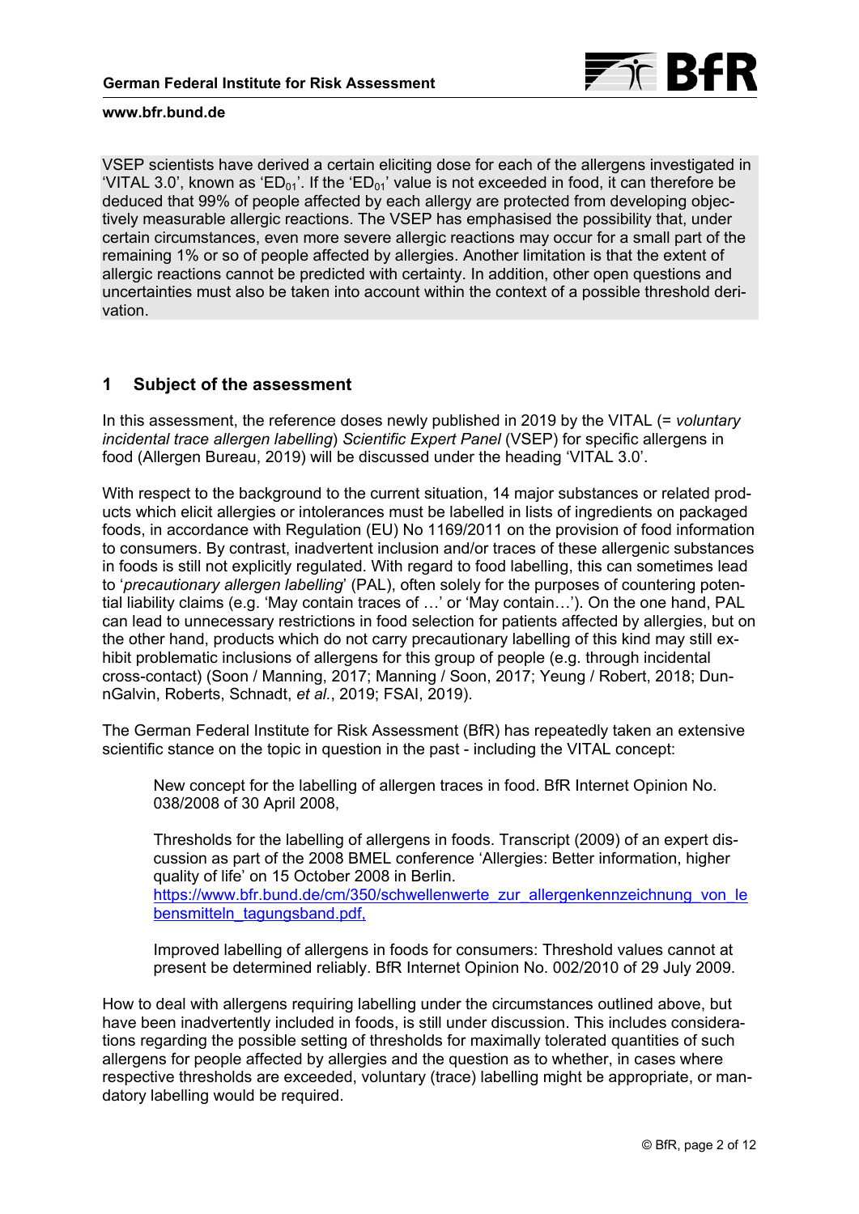VSEP scientists have derived a certain eliciting dose for each of the allergens investigated in 'VITAL 3.0', known as '$ED_{01}$'. If the '$ED_{01}$' value is not exceeded in food, it can therefore be deduced that 99% of people affected by each allergy are protected from developing objectively measurable allergic reactions. The VSEP has emphasised the possibility that, under certain circumstances, even more severe allergic reactions may occur for a small part of the remaining 1% or so of people affected by allergies. Another limitation is that the extent of allergic reactions cannot be predicted with certainty. In addition, other open questions and uncertainties must also be taken into account within the context of a possible threshold derivation.

## 1 Subject of the assessment

In this assessment, the reference doses newly published in 2019 by the VITAL (= *voluntary incidental trace allergen labelling*) *Scientific Expert Panel* (VSEP) for specific allergens in food (Allergen Bureau, 2019) will be discussed under the heading 'VITAL 3.0'.

With respect to the background to the current situation, 14 major substances or related products which elicit allergies or intolerances must be labelled in lists of ingredients on packaged foods, in accordance with Regulation (EU) No 1169/2011 on the provision of food information to consumers. By contrast, inadvertent inclusion and/or traces of these allergenic substances in foods is still not explicitly regulated. With regard to food labelling, this can sometimes lead to '*precautionary allergen labelling*' (PAL), often solely for the purposes of countering potential liability claims (e.g. 'May contain traces of …' or 'May contain…'). On the one hand, PAL can lead to unnecessary restrictions in food selection for patients affected by allergies, but on the other hand, products which do not carry precautionary labelling of this kind may still exhibit problematic inclusions of allergens for this group of people (e.g. through incidental cross-contact) (Soon / Manning, 2017; Manning / Soon, 2017; Yeung / Robert, 2018; DunnGalvin, Roberts, Schnadt, *et al.*, 2019; FSAI, 2019).

The German Federal Institute for Risk Assessment (BfR) has repeatedly taken an extensive scientific stance on the topic in question in the past - including the VITAL concept:

> New concept for the labelling of allergen traces in food. BfR Internet Opinion No. 038/2008 of 30 April 2008,
>
> Thresholds for the labelling of allergens in foods. Transcript (2009) of an expert discussion as part of the 2008 BMEL conference 'Allergies: Better information, higher quality of life' on 15 October 2008 in Berlin.
> https://www.bfr.bund.de/cm/350/schwellenwerte_zur_allergenkennzeichnung_von_lebensmitteln_tagungsband.pdf,
>
> Improved labelling of allergens in foods for consumers: Threshold values cannot at present be determined reliably. BfR Internet Opinion No. 002/2010 of 29 July 2009.

How to deal with allergens requiring labelling under the circumstances outlined above, but have been inadvertently included in foods, is still under discussion. This includes considerations regarding the possible setting of thresholds for maximally tolerated quantities of such allergens for people affected by allergies and the question as to whether, in cases where respective thresholds are exceeded, voluntary (trace) labelling might be appropriate, or mandatory labelling would be required.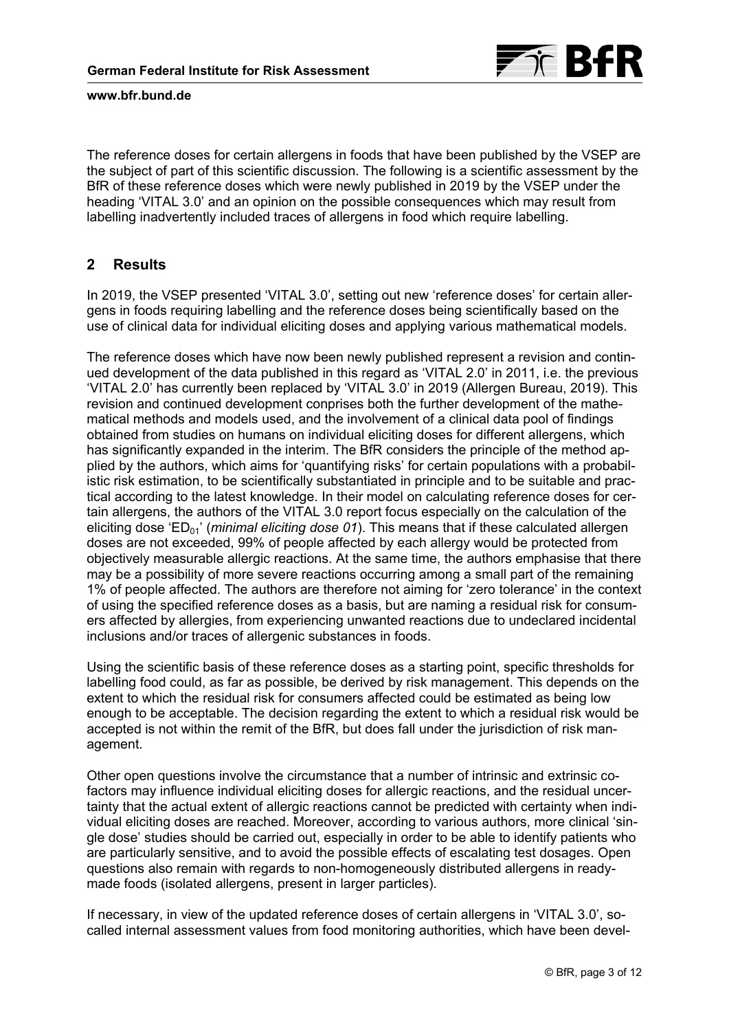The reference doses for certain allergens in foods that have been published by the VSEP are the subject of part of this scientific discussion. The following is a scientific assessment by the BfR of these reference doses which were newly published in 2019 by the VSEP under the heading 'VITAL 3.0' and an opinion on the possible consequences which may result from labelling inadvertently included traces of allergens in food which require labelling.

## 2 Results

In 2019, the VSEP presented 'VITAL 3.0', setting out new 'reference doses' for certain allergens in foods requiring labelling and the reference doses being scientifically based on the use of clinical data for individual eliciting doses and applying various mathematical models.

The reference doses which have now been newly published represent a revision and continued development of the data published in this regard as 'VITAL 2.0' in 2011, i.e. the previous 'VITAL 2.0' has currently been replaced by 'VITAL 3.0' in 2019 (Allergen Bureau, 2019). This revision and continued development conprises both the further development of the mathematical methods and models used, and the involvement of a clinical data pool of findings obtained from studies on humans on individual eliciting doses for different allergens, which has significantly expanded in the interim. The BfR considers the principle of the method applied by the authors, which aims for 'quantifying risks' for certain populations with a probabilistic risk estimation, to be scientifically substantiated in principle and to be suitable and practical according to the latest knowledge. In their model on calculating reference doses for certain allergens, the authors of the VITAL 3.0 report focus especially on the calculation of the eliciting dose '$ED_{01}$' (*minimal eliciting dose 01*). This means that if these calculated allergen doses are not exceeded, 99% of people affected by each allergy would be protected from objectively measurable allergic reactions. At the same time, the authors emphasise that there may be a possibility of more severe reactions occurring among a small part of the remaining 1% of people affected. The authors are therefore not aiming for 'zero tolerance' in the context of using the specified reference doses as a basis, but are naming a residual risk for consumers affected by allergies, from experiencing unwanted reactions due to undeclared incidental inclusions and/or traces of allergenic substances in foods.

Using the scientific basis of these reference doses as a starting point, specific thresholds for labelling food could, as far as possible, be derived by risk management. This depends on the extent to which the residual risk for consumers affected could be estimated as being low enough to be acceptable. The decision regarding the extent to which a residual risk would be accepted is not within the remit of the BfR, but does fall under the jurisdiction of risk management.

Other open questions involve the circumstance that a number of intrinsic and extrinsic cofactors may influence individual eliciting doses for allergic reactions, and the residual uncertainty that the actual extent of allergic reactions cannot be predicted with certainty when individual eliciting doses are reached. Moreover, according to various authors, more clinical 'single dose' studies should be carried out, especially in order to be able to identify patients who are particularly sensitive, and to avoid the possible effects of escalating test dosages. Open questions also remain with regards to non-homogeneously distributed allergens in ready-made foods (isolated allergens, present in larger particles).

If necessary, in view of the updated reference doses of certain allergens in 'VITAL 3.0', so-called internal assessment values from food monitoring authorities, which have been devel-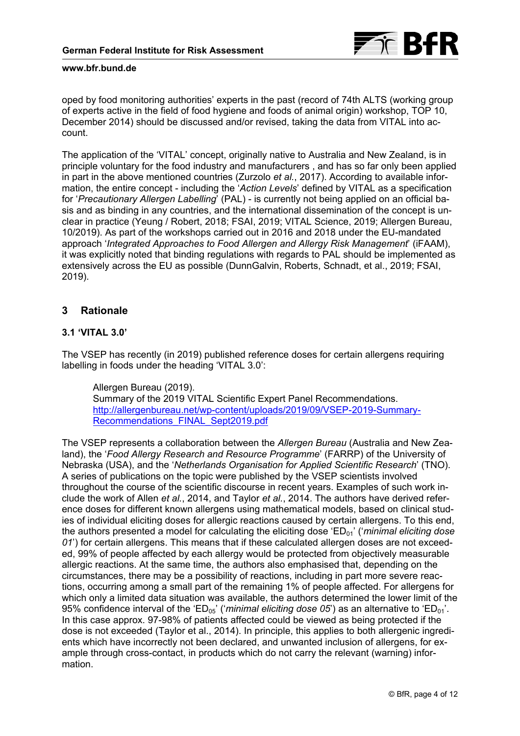oped by food monitoring authorities' experts in the past (record of 74th ALTS (working group of experts active in the field of food hygiene and foods of animal origin) workshop, TOP 10, December 2014) should be discussed and/or revised, taking the data from VITAL into account.

The application of the 'VITAL' concept, originally native to Australia and New Zealand, is in principle voluntary for the food industry and manufacturers , and has so far only been applied in part in the above mentioned countries (Zurzolo *et al.*, 2017). According to available information, the entire concept - including the '*Action Levels*' defined by VITAL as a specification for '*Precautionary Allergen Labelling*' (PAL) - is currently not being applied on an official basis and as binding in any countries, and the international dissemination of the concept is unclear in practice (Yeung / Robert, 2018; FSAI, 2019; VITAL Science, 2019; Allergen Bureau, 10/2019). As part of the workshops carried out in 2016 and 2018 under the EU-mandated approach '*Integrated Approaches to Food Allergen and Allergy Risk Management*' (iFAAM), it was explicitly noted that binding regulations with regards to PAL should be implemented as extensively across the EU as possible (DunnGalvin, Roberts, Schnadt, et al., 2019; FSAI, 2019).

## 3 Rationale

### 3.1 'VITAL 3.0'

The VSEP has recently (in 2019) published reference doses for certain allergens requiring labelling in foods under the heading 'VITAL 3.0':

> Allergen Bureau (2019).
> Summary of the 2019 VITAL Scientific Expert Panel Recommendations.
> [http://allergenbureau.net/wp-content/uploads/2019/09/VSEP-2019-Summary-Recommendations_FINAL_Sept2019.pdf](http://allergenbureau.net/wp-content/uploads/2019/09/VSEP-2019-Summary-Recommendations_FINAL_Sept2019.pdf)

The VSEP represents a collaboration between the *Allergen Bureau* (Australia and New Zealand), the '*Food Allergy Research and Resource Programme*' (FARRP) of the University of Nebraska (USA), and the '*Netherlands Organisation for Applied Scientific Research*' (TNO). A series of publications on the topic were published by the VSEP scientists involved throughout the course of the scientific discourse in recent years. Examples of such work include the work of Allen *et al.*, 2014, and Taylor *et al.*, 2014. The authors have derived reference doses for different known allergens using mathematical models, based on clinical studies of individual eliciting doses for allergic reactions caused by certain allergens. To this end, the authors presented a model for calculating the eliciting dose '$ED_{01}$' ('*minimal eliciting dose 01*') for certain allergens. This means that if these calculated allergen doses are not exceeded, 99% of people affected by each allergy would be protected from objectively measurable allergic reactions. At the same time, the authors also emphasised that, depending on the circumstances, there may be a possibility of reactions, including in part more severe reactions, occurring among a small part of the remaining 1% of people affected. For allergens for which only a limited data situation was available, the authors determined the lower limit of the 95% confidence interval of the '$ED_{05}$' ('*minimal eliciting dose 05*') as an alternative to '$ED_{01}$'. In this case approx. 97-98% of patients affected could be viewed as being protected if the dose is not exceeded (Taylor et al., 2014). In principle, this applies to both allergenic ingredients which have incorrectly not been declared, and unwanted inclusion of allergens, for example through cross-contact, in products which do not carry the relevant (warning) information.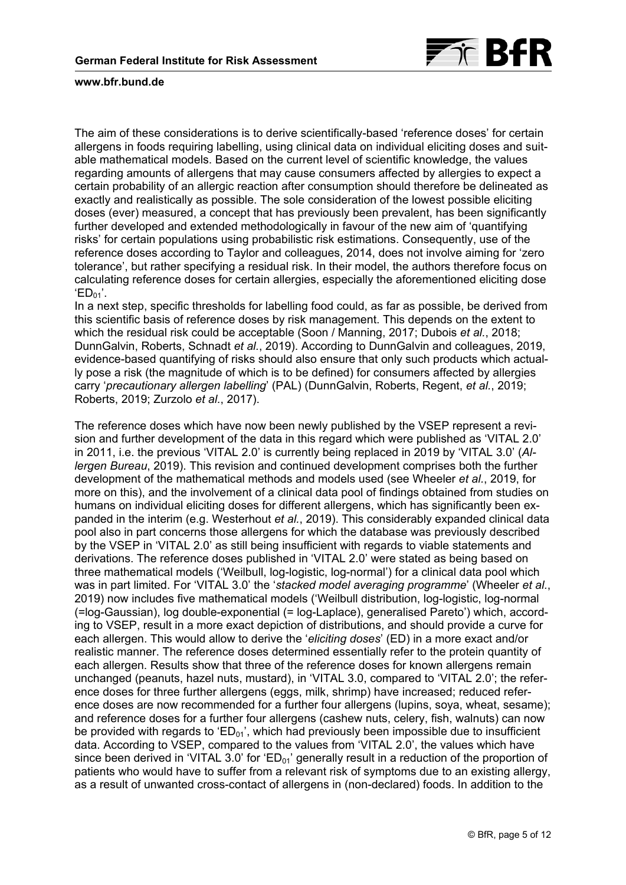The aim of these considerations is to derive scientifically-based 'reference doses' for certain allergens in foods requiring labelling, using clinical data on individual eliciting doses and suitable mathematical models. Based on the current level of scientific knowledge, the values regarding amounts of allergens that may cause consumers affected by allergies to expect a certain probability of an allergic reaction after consumption should therefore be delineated as exactly and realistically as possible. The sole consideration of the lowest possible eliciting doses (ever) measured, a concept that has previously been prevalent, has been significantly further developed and extended methodologically in favour of the new aim of 'quantifying risks' for certain populations using probabilistic risk estimations. Consequently, use of the reference doses according to Taylor and colleagues, 2014, does not involve aiming for 'zero tolerance', but rather specifying a residual risk. In their model, the authors therefore focus on calculating reference doses for certain allergies, especially the aforementioned eliciting dose '$ED_{01}$'.
In a next step, specific thresholds for labelling food could, as far as possible, be derived from this scientific basis of reference doses by risk management. This depends on the extent to which the residual risk could be acceptable (Soon / Manning, 2017; Dubois *et al.*, 2018; DunnGalvin, Roberts, Schnadt *et al.*, 2019). According to DunnGalvin and colleagues, 2019, evidence-based quantifying of risks should also ensure that only such products which actually pose a risk (the magnitude of which is to be defined) for consumers affected by allergies carry '*precautionary allergen labelling*' (PAL) (DunnGalvin, Roberts, Regent, *et al.*, 2019; Roberts, 2019; Zurzolo *et al.*, 2017).

The reference doses which have now been newly published by the VSEP represent a revision and further development of the data in this regard which were published as 'VITAL 2.0' in 2011, i.e. the previous 'VITAL 2.0' is currently being replaced in 2019 by 'VITAL 3.0' (*Allergen Bureau*, 2019). This revision and continued development comprises both the further development of the mathematical methods and models used (see Wheeler *et al.*, 2019, for more on this), and the involvement of a clinical data pool of findings obtained from studies on humans on individual eliciting doses for different allergens, which has significantly been expanded in the interim (e.g. Westerhout *et al.*, 2019). This considerably expanded clinical data pool also in part concerns those allergens for which the database was previously described by the VSEP in 'VITAL 2.0' as still being insufficient with regards to viable statements and derivations. The reference doses published in 'VITAL 2.0' were stated as being based on three mathematical models ('Weilbull, log-logistic, log-normal') for a clinical data pool which was in part limited. For 'VITAL 3.0' the '*stacked model averaging programme*' (Wheeler *et al.*, 2019) now includes five mathematical models ('Weilbull distribution, log-logistic, log-normal (=log-Gaussian), log double-exponential (= log-Laplace), generalised Pareto') which, according to VSEP, result in a more exact depiction of distributions, and should provide a curve for each allergen. This would allow to derive the '*eliciting doses*' (ED) in a more exact and/or realistic manner. The reference doses determined essentially refer to the protein quantity of each allergen. Results show that three of the reference doses for known allergens remain unchanged (peanuts, hazel nuts, mustard), in 'VITAL 3.0, compared to 'VITAL 2.0'; the reference doses for three further allergens (eggs, milk, shrimp) have increased; reduced reference doses are now recommended for a further four allergens (lupins, soya, wheat, sesame); and reference doses for a further four allergens (cashew nuts, celery, fish, walnuts) can now be provided with regards to '$ED_{01}$', which had previously been impossible due to insufficient data. According to VSEP, compared to the values from 'VITAL 2.0', the values which have since been derived in 'VITAL 3.0' for '$ED_{01}$' generally result in a reduction of the proportion of patients who would have to suffer from a relevant risk of symptoms due to an existing allergy, as a result of unwanted cross-contact of allergens in (non-declared) foods. In addition to the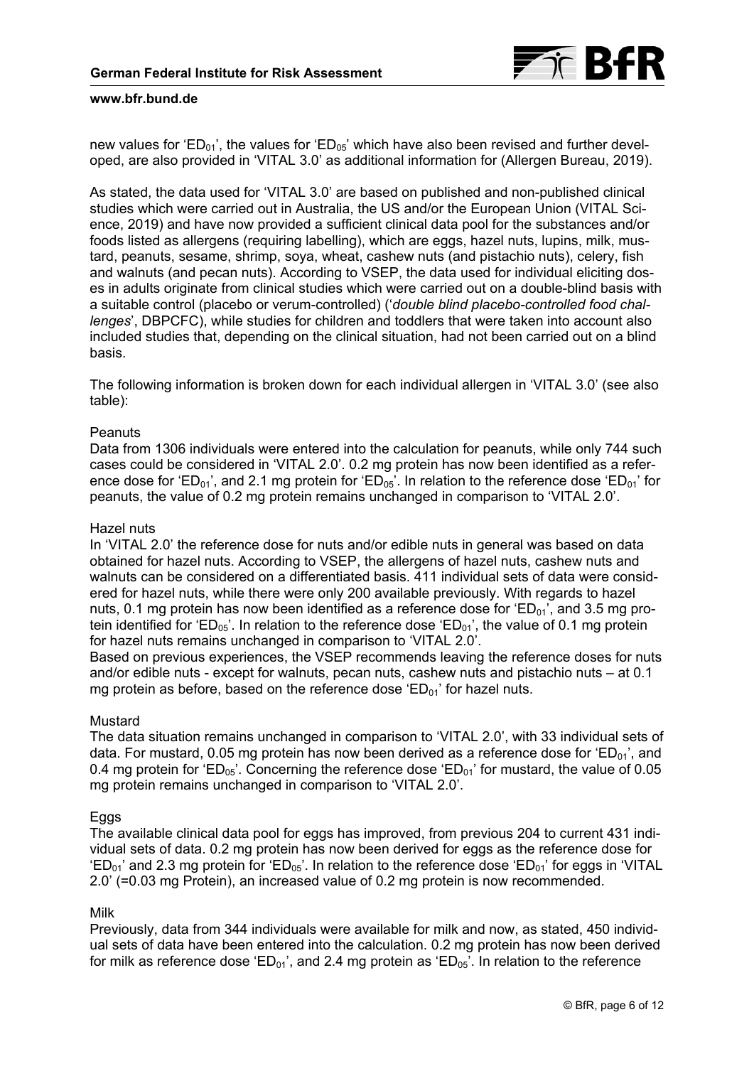new values for '$ED_{01}$', the values for '$ED_{05}$' which have also been revised and further developed, are also provided in 'VITAL 3.0' as additional information for (Allergen Bureau, 2019).

As stated, the data used for 'VITAL 3.0' are based on published and non-published clinical studies which were carried out in Australia, the US and/or the European Union (VITAL Science, 2019) and have now provided a sufficient clinical data pool for the substances and/or foods listed as allergens (requiring labelling), which are eggs, hazel nuts, lupins, milk, mustard, peanuts, sesame, shrimp, soya, wheat, cashew nuts (and pistachio nuts), celery, fish and walnuts (and pecan nuts). According to VSEP, the data used for individual eliciting doses in adults originate from clinical studies which were carried out on a double-blind basis with a suitable control (placebo or verum-controlled) ('*double blind placebo-controlled food challenges*', DBPCFC), while studies for children and toddlers that were taken into account also included studies that, depending on the clinical situation, had not been carried out on a blind basis.

The following information is broken down for each individual allergen in 'VITAL 3.0' (see also table):

Peanuts
Data from 1306 individuals were entered into the calculation for peanuts, while only 744 such cases could be considered in 'VITAL 2.0'. 0.2 mg protein has now been identified as a reference dose for '$ED_{01}$', and 2.1 mg protein for '$ED_{05}$'. In relation to the reference dose '$ED_{01}$' for peanuts, the value of 0.2 mg protein remains unchanged in comparison to 'VITAL 2.0'.

Hazel nuts
In 'VITAL 2.0' the reference dose for nuts and/or edible nuts in general was based on data obtained for hazel nuts. According to VSEP, the allergens of hazel nuts, cashew nuts and walnuts can be considered on a differentiated basis. 411 individual sets of data were considered for hazel nuts, while there were only 200 available previously. With regards to hazel nuts, 0.1 mg protein has now been identified as a reference dose for '$ED_{01}$', and 3.5 mg protein identified for '$ED_{05}$'. In relation to the reference dose '$ED_{01}$', the value of 0.1 mg protein for hazel nuts remains unchanged in comparison to 'VITAL 2.0'.
Based on previous experiences, the VSEP recommends leaving the reference doses for nuts and/or edible nuts - except for walnuts, pecan nuts, cashew nuts and pistachio nuts – at 0.1 mg protein as before, based on the reference dose '$ED_{01}$' for hazel nuts.

Mustard
The data situation remains unchanged in comparison to 'VITAL 2.0', with 33 individual sets of data. For mustard, 0.05 mg protein has now been derived as a reference dose for '$ED_{01}$', and 0.4 mg protein for '$ED_{05}$'. Concerning the reference dose '$ED_{01}$' for mustard, the value of 0.05 mg protein remains unchanged in comparison to 'VITAL 2.0'.

Eggs
The available clinical data pool for eggs has improved, from previous 204 to current 431 individual sets of data. 0.2 mg protein has now been derived for eggs as the reference dose for '$ED_{01}$' and 2.3 mg protein for '$ED_{05}$'. In relation to the reference dose '$ED_{01}$' for eggs in 'VITAL 2.0' (=0.03 mg Protein), an increased value of 0.2 mg protein is now recommended.

Milk
Previously, data from 344 individuals were available for milk and now, as stated, 450 individual sets of data have been entered into the calculation. 0.2 mg protein has now been derived for milk as reference dose '$ED_{01}$', and 2.4 mg protein as '$ED_{05}$'. In relation to the reference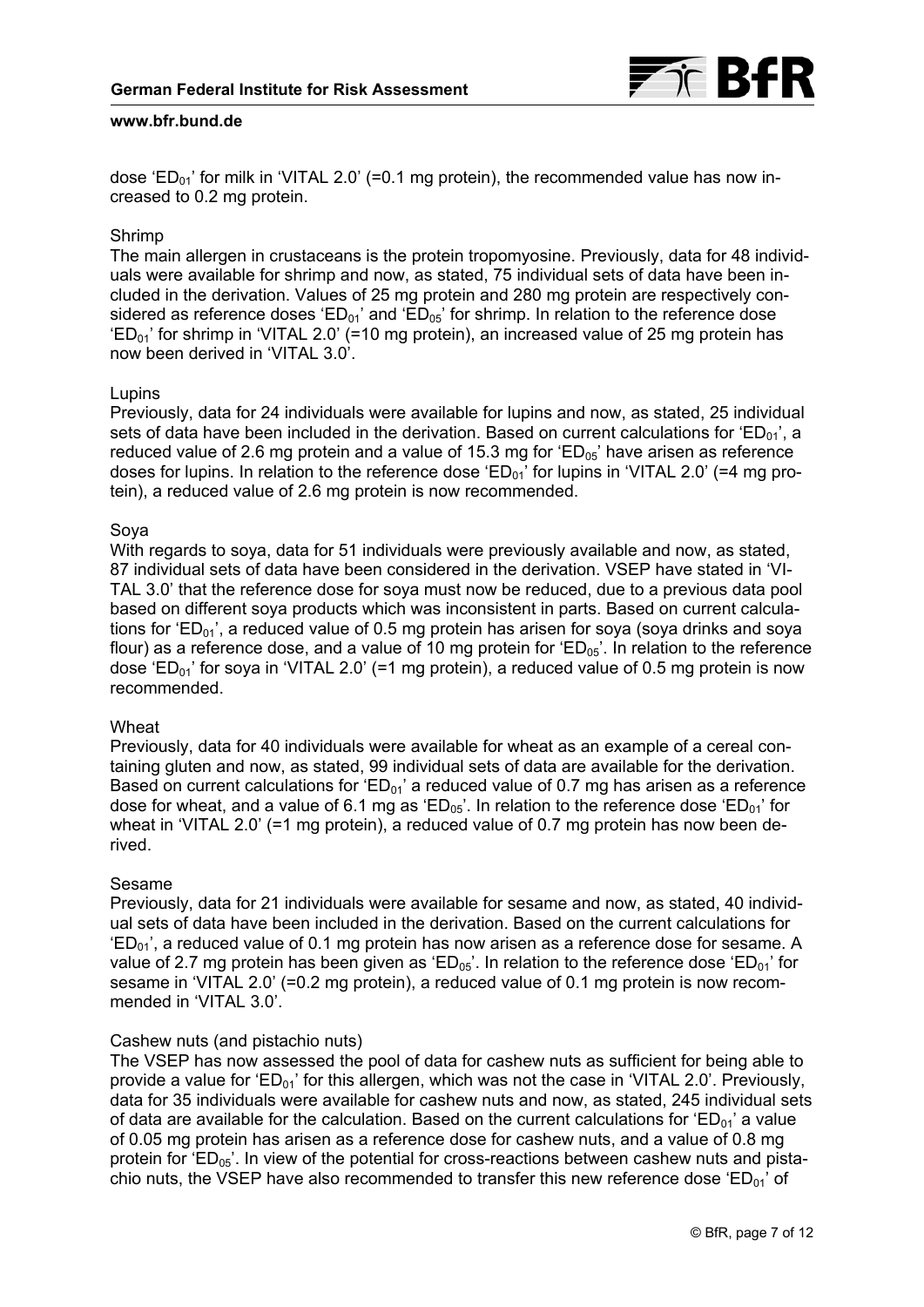dose '$ED_{01}$' for milk in 'VITAL 2.0' (=0.1 mg protein), the recommended value has now increased to 0.2 mg protein.

Shrimp

The main allergen in crustaceans is the protein tropomyosine. Previously, data for 48 individuals were available for shrimp and now, as stated, 75 individual sets of data have been included in the derivation. Values of 25 mg protein and 280 mg protein are respectively considered as reference doses '$ED_{01}$' and '$ED_{05}$' for shrimp. In relation to the reference dose '$ED_{01}$' for shrimp in 'VITAL 2.0' (=10 mg protein), an increased value of 25 mg protein has now been derived in 'VITAL 3.0'.

Lupins

Previously, data for 24 individuals were available for lupins and now, as stated, 25 individual sets of data have been included in the derivation. Based on current calculations for '$ED_{01}$', a reduced value of 2.6 mg protein and a value of 15.3 mg for '$ED_{05}$' have arisen as reference doses for lupins. In relation to the reference dose '$ED_{01}$' for lupins in 'VITAL 2.0' (=4 mg protein), a reduced value of 2.6 mg protein is now recommended.

Soya

With regards to soya, data for 51 individuals were previously available and now, as stated, 87 individual sets of data have been considered in the derivation. VSEP have stated in 'VITAL 3.0' that the reference dose for soya must now be reduced, due to a previous data pool based on different soya products which was inconsistent in parts. Based on current calculations for '$ED_{01}$', a reduced value of 0.5 mg protein has arisen for soya (soya drinks and soya flour) as a reference dose, and a value of 10 mg protein for '$ED_{05}$'. In relation to the reference dose '$ED_{01}$' for soya in 'VITAL 2.0' (=1 mg protein), a reduced value of 0.5 mg protein is now recommended.

Wheat

Previously, data for 40 individuals were available for wheat as an example of a cereal containing gluten and now, as stated, 99 individual sets of data are available for the derivation. Based on current calculations for '$ED_{01}$' a reduced value of 0.7 mg has arisen as a reference dose for wheat, and a value of 6.1 mg as '$ED_{05}$'. In relation to the reference dose '$ED_{01}$' for wheat in 'VITAL 2.0' (=1 mg protein), a reduced value of 0.7 mg protein has now been derived.

Sesame

Previously, data for 21 individuals were available for sesame and now, as stated, 40 individual sets of data have been included in the derivation. Based on the current calculations for '$ED_{01}$', a reduced value of 0.1 mg protein has now arisen as a reference dose for sesame. A value of 2.7 mg protein has been given as '$ED_{05}$'. In relation to the reference dose '$ED_{01}$' for sesame in 'VITAL 2.0' (=0.2 mg protein), a reduced value of 0.1 mg protein is now recommended in 'VITAL 3.0'.

Cashew nuts (and pistachio nuts)

The VSEP has now assessed the pool of data for cashew nuts as sufficient for being able to provide a value for '$ED_{01}$' for this allergen, which was not the case in 'VITAL 2.0'. Previously, data for 35 individuals were available for cashew nuts and now, as stated, 245 individual sets of data are available for the calculation. Based on the current calculations for '$ED_{01}$' a value of 0.05 mg protein has arisen as a reference dose for cashew nuts, and a value of 0.8 mg protein for '$ED_{05}$'. In view of the potential for cross-reactions between cashew nuts and pistachio nuts, the VSEP have also recommended to transfer this new reference dose '$ED_{01}$' of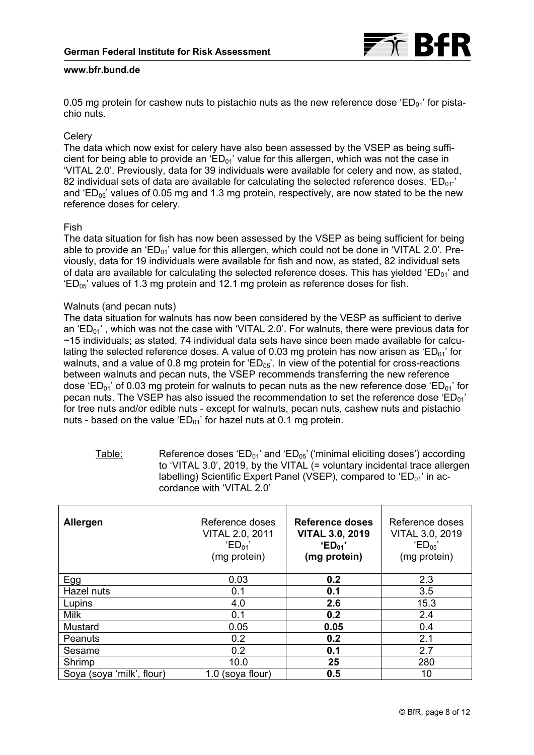0.05 mg protein for cashew nuts to pistachio nuts as the new reference dose '$ED_{01}$' for pistachio nuts.

Celery

The data which now exist for celery have also been assessed by the VSEP as being sufficient for being able to provide an '$ED_{01}$' value for this allergen, which was not the case in 'VITAL 2.0'. Previously, data for 39 individuals were available for celery and now, as stated, 82 individual sets of data are available for calculating the selected reference doses. '$ED_{01}$' and '$ED_{05}$' values of 0.05 mg and 1.3 mg protein, respectively, are now stated to be the new reference doses for celery.

Fish

The data situation for fish has now been assessed by the VSEP as being sufficient for being able to provide an '$ED_{01}$' value for this allergen, which could not be done in 'VITAL 2.0'. Previously, data for 19 individuals were available for fish and now, as stated, 82 individual sets of data are available for calculating the selected reference doses. This has yielded '$ED_{01}$' and '$ED_{05}$' values of 1.3 mg protein and 12.1 mg protein as reference doses for fish.

Walnuts (and pecan nuts)

The data situation for walnuts has now been considered by the VESP as sufficient to derive an '$ED_{01}$' , which was not the case with 'VITAL 2.0'. For walnuts, there were previous data for ~15 individuals; as stated, 74 individual data sets have since been made available for calculating the selected reference doses. A value of 0.03 mg protein has now arisen as '$ED_{01}$' for walnuts, and a value of 0.8 mg protein for '$ED_{05}$'. In view of the potential for cross-reactions between walnuts and pecan nuts, the VSEP recommends transferring the new reference dose '$ED_{01}$' of 0.03 mg protein for walnuts to pecan nuts as the new reference dose '$ED_{01}$' for pecan nuts. The VSEP has also issued the recommendation to set the reference dose '$ED_{01}$' for tree nuts and/or edible nuts - except for walnuts, pecan nuts, cashew nuts and pistachio nuts - based on the value '$ED_{01}$' for hazel nuts at 0.1 mg protein.

Table: Reference doses '$ED_{01}$' and '$ED_{05}$' ('minimal eliciting doses') according to 'VITAL 3.0', 2019, by the VITAL (= voluntary incidental trace allergen labelling) Scientific Expert Panel (VSEP), compared to '$ED_{01}$' in accordance with 'VITAL 2.0'

| **Allergen** | Reference doses VITAL 2.0, 2011 '$ED_{01}$' (mg protein) | **Reference doses VITAL 3.0, 2019 '$ED_{01}$' (mg protein)** | Reference doses VITAL 3.0, 2019 '$ED_{05}$' (mg protein) |
|---|---|---|---|
| Egg | 0.03 | **0.2** | 2.3 |
| Hazel nuts | 0.1 | **0.1** | 3.5 |
| Lupins | 4.0 | **2.6** | 15.3 |
| Milk | 0.1 | **0.2** | 2.4 |
| Mustard | 0.05 | **0.05** | 0.4 |
| Peanuts | 0.2 | **0.2** | 2.1 |
| Sesame | 0.2 | **0.1** | 2.7 |
| Shrimp | 10.0 | **25** | 280 |
| Soya (soya 'milk', flour) | 1.0 (soya flour) | **0.5** | 10 |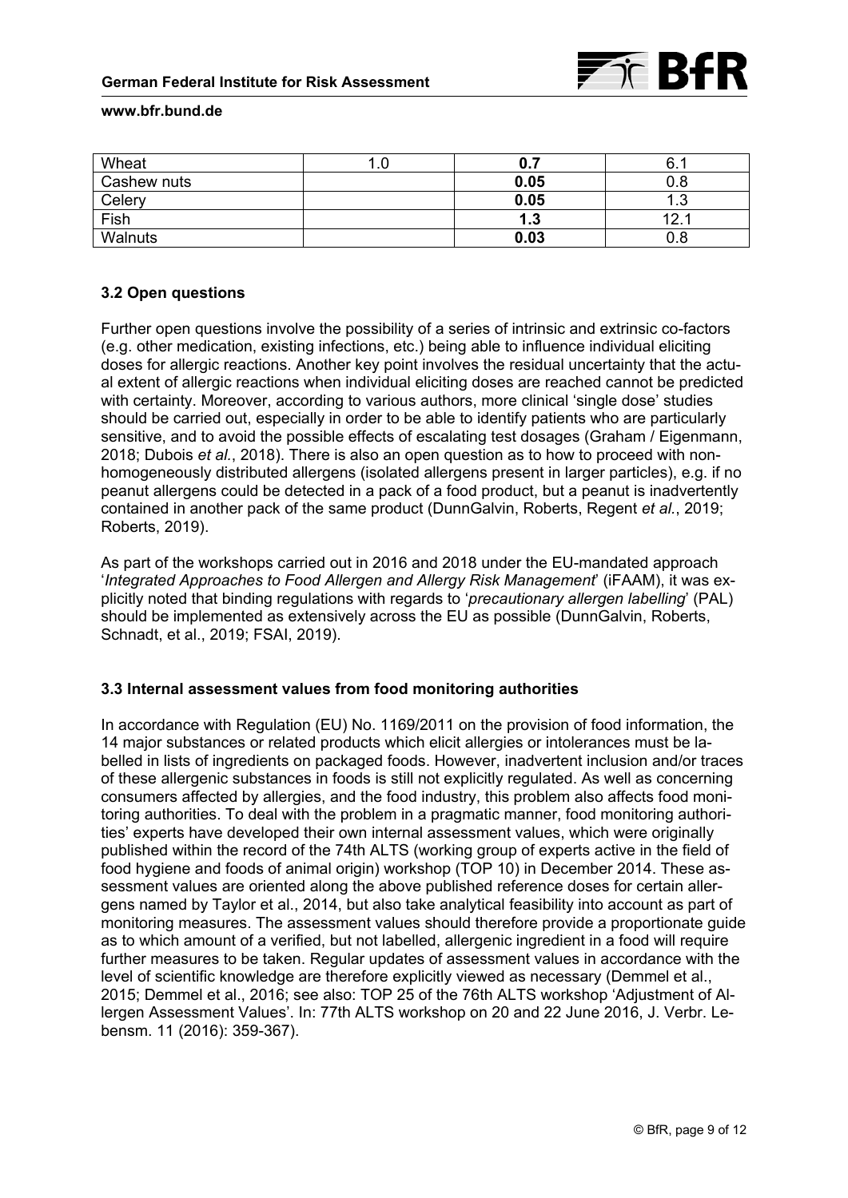| Wheat | 1.0 | **0.7** | 6.1 |
|---|---|---|---|
| Cashew nuts | | **0.05** | 0.8 |
| Celery | | **0.05** | 1.3 |
| Fish | | **1.3** | 12.1 |
| Walnuts | | **0.03** | 0.8 |

### 3.2 Open questions

Further open questions involve the possibility of a series of intrinsic and extrinsic co-factors (e.g. other medication, existing infections, etc.) being able to influence individual eliciting doses for allergic reactions. Another key point involves the residual uncertainty that the actual extent of allergic reactions when individual eliciting doses are reached cannot be predicted with certainty. Moreover, according to various authors, more clinical 'single dose' studies should be carried out, especially in order to be able to identify patients who are particularly sensitive, and to avoid the possible effects of escalating test dosages (Graham / Eigenmann, 2018; Dubois *et al.*, 2018). There is also an open question as to how to proceed with non-homogeneously distributed allergens (isolated allergens present in larger particles), e.g. if no peanut allergens could be detected in a pack of a food product, but a peanut is inadvertently contained in another pack of the same product (DunnGalvin, Roberts, Regent *et al.*, 2019; Roberts, 2019).

As part of the workshops carried out in 2016 and 2018 under the EU-mandated approach '*Integrated Approaches to Food Allergen and Allergy Risk Management*' (iFAAM), it was explicitly noted that binding regulations with regards to '*precautionary allergen labelling*' (PAL) should be implemented as extensively across the EU as possible (DunnGalvin, Roberts, Schnadt, et al., 2019; FSAI, 2019).

### 3.3 Internal assessment values from food monitoring authorities

In accordance with Regulation (EU) No. 1169/2011 on the provision of food information, the 14 major substances or related products which elicit allergies or intolerances must be labelled in lists of ingredients on packaged foods. However, inadvertent inclusion and/or traces of these allergenic substances in foods is still not explicitly regulated. As well as concerning consumers affected by allergies, and the food industry, this problem also affects food monitoring authorities. To deal with the problem in a pragmatic manner, food monitoring authorities' experts have developed their own internal assessment values, which were originally published within the record of the 74th ALTS (working group of experts active in the field of food hygiene and foods of animal origin) workshop (TOP 10) in December 2014. These assessment values are oriented along the above published reference doses for certain allergens named by Taylor et al., 2014, but also take analytical feasibility into account as part of monitoring measures. The assessment values should therefore provide a proportionate guide as to which amount of a verified, but not labelled, allergenic ingredient in a food will require further measures to be taken. Regular updates of assessment values in accordance with the level of scientific knowledge are therefore explicitly viewed as necessary (Demmel et al., 2015; Demmel et al., 2016; see also: TOP 25 of the 76th ALTS workshop 'Adjustment of Allergen Assessment Values'. In: 77th ALTS workshop on 20 and 22 June 2016, J. Verbr. Lebensm. 11 (2016): 359-367).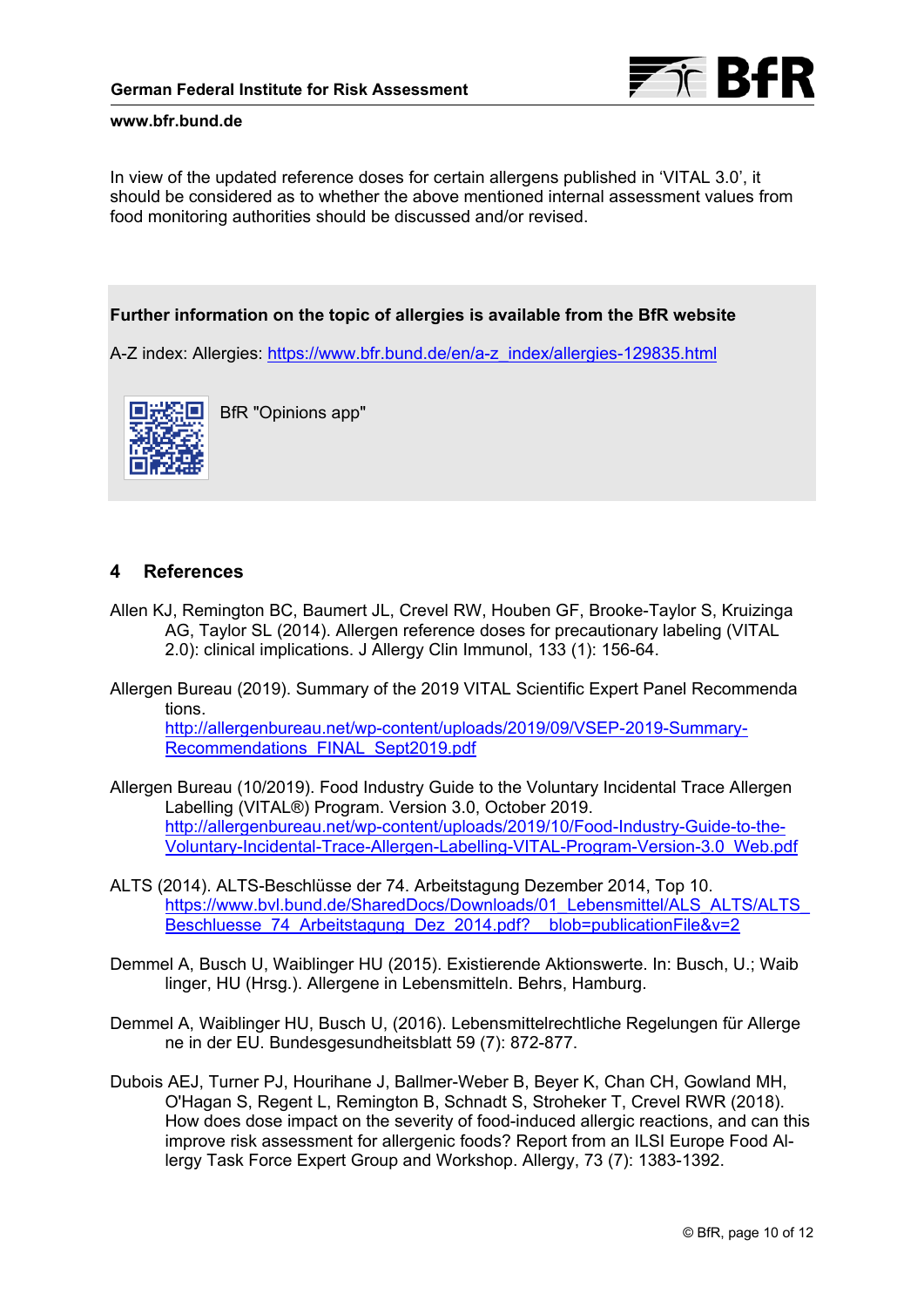In view of the updated reference doses for certain allergens published in 'VITAL 3.0', it should be considered as to whether the above mentioned internal assessment values from food monitoring authorities should be discussed and/or revised.

**Further information on the topic of allergies is available from the BfR website**

A-Z index: Allergies: https://www.bfr.bund.de/en/a-z_index/allergies-129835.html

BfR "Opinions app"

## 4 References

Allen KJ, Remington BC, Baumert JL, Crevel RW, Houben GF, Brooke-Taylor S, Kruizinga AG, Taylor SL (2014). Allergen reference doses for precautionary labeling (VITAL 2.0): clinical implications. J Allergy Clin Immunol, 133 (1): 156-64.

Allergen Bureau (2019). Summary of the 2019 VITAL Scientific Expert Panel Recommendations. http://allergenbureau.net/wp-content/uploads/2019/09/VSEP-2019-Summary-Recommendations_FINAL_Sept2019.pdf

Allergen Bureau (10/2019). Food Industry Guide to the Voluntary Incidental Trace Allergen Labelling (VITAL®) Program. Version 3.0, October 2019. http://allergenbureau.net/wp-content/uploads/2019/10/Food-Industry-Guide-to-the-Voluntary-Incidental-Trace-Allergen-Labelling-VITAL-Program-Version-3.0_Web.pdf

ALTS (2014). ALTS-Beschlüsse der 74. Arbeitstagung Dezember 2014, Top 10. https://www.bvl.bund.de/SharedDocs/Downloads/01_Lebensmittel/ALS_ALTS/ALTS_Beschluesse_74_Arbeitstagung_Dez_2014.pdf?__blob=publicationFile&v=2

Demmel A, Busch U, Waiblinger HU (2015). Existierende Aktionswerte. In: Busch, U.; Waiblinger, HU (Hrsg.). Allergene in Lebensmitteln. Behrs, Hamburg.

Demmel A, Waiblinger HU, Busch U, (2016). Lebensmittelrechtliche Regelungen für Allergene in der EU. Bundesgesundheitsblatt 59 (7): 872-877.

Dubois AEJ, Turner PJ, Hourihane J, Ballmer-Weber B, Beyer K, Chan CH, Gowland MH, O'Hagan S, Regent L, Remington B, Schnadt S, Stroheker T, Crevel RWR (2018). How does dose impact on the severity of food-induced allergic reactions, and can this improve risk assessment for allergenic foods? Report from an ILSI Europe Food Allergy Task Force Expert Group and Workshop. Allergy, 73 (7): 1383-1392.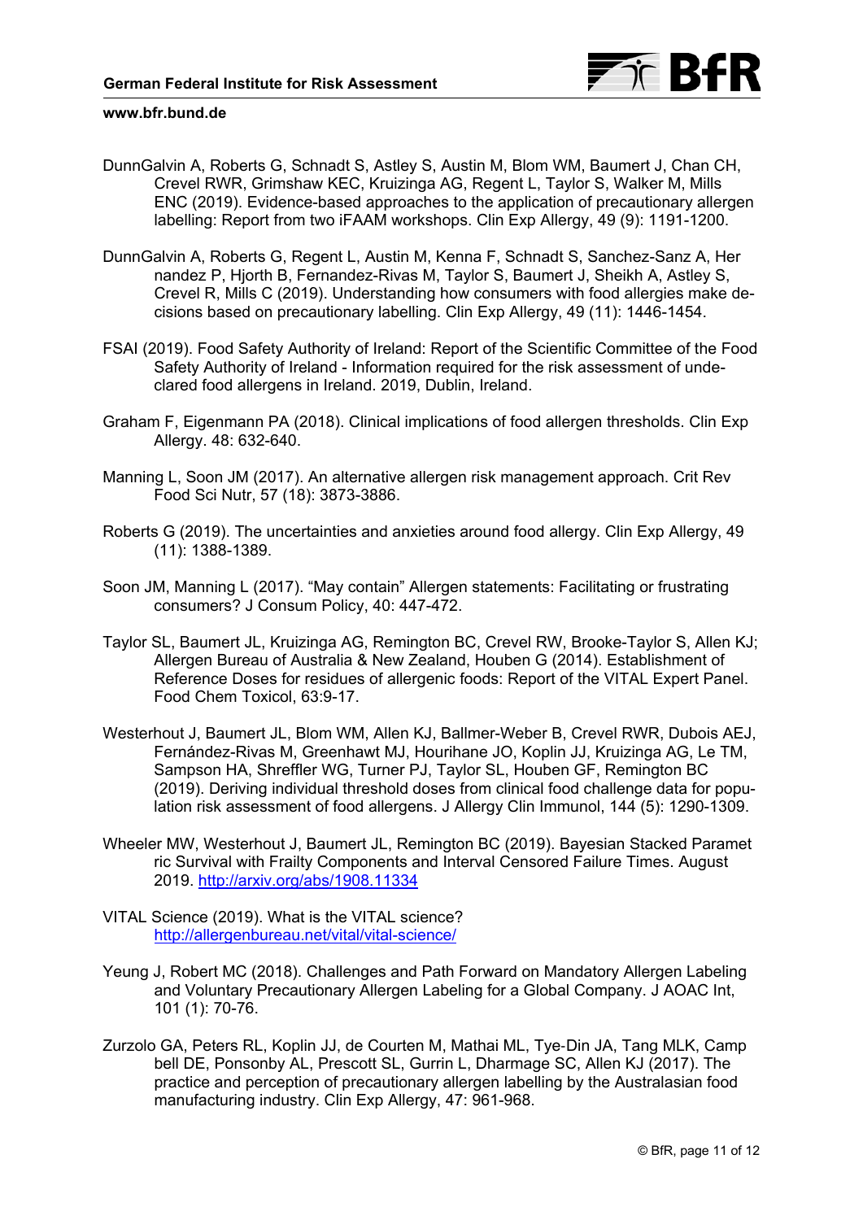DunnGalvin A, Roberts G, Schnadt S, Astley S, Austin M, Blom WM, Baumert J, Chan CH, Crevel RWR, Grimshaw KEC, Kruizinga AG, Regent L, Taylor S, Walker M, Mills ENC (2019). Evidence-based approaches to the application of precautionary allergen labelling: Report from two iFAAM workshops. Clin Exp Allergy, 49 (9): 1191-1200.

DunnGalvin A, Roberts G, Regent L, Austin M, Kenna F, Schnadt S, Sanchez-Sanz A, Hernandez P, Hjorth B, Fernandez-Rivas M, Taylor S, Baumert J, Sheikh A, Astley S, Crevel R, Mills C (2019). Understanding how consumers with food allergies make decisions based on precautionary labelling. Clin Exp Allergy, 49 (11): 1446-1454.

FSAI (2019). Food Safety Authority of Ireland: Report of the Scientific Committee of the Food Safety Authority of Ireland - Information required for the risk assessment of undeclared food allergens in Ireland. 2019, Dublin, Ireland.

Graham F, Eigenmann PA (2018). Clinical implications of food allergen thresholds. Clin Exp Allergy. 48: 632-640.

Manning L, Soon JM (2017). An alternative allergen risk management approach. Crit Rev Food Sci Nutr, 57 (18): 3873-3886.

Roberts G (2019). The uncertainties and anxieties around food allergy. Clin Exp Allergy, 49 (11): 1388-1389.

Soon JM, Manning L (2017). "May contain" Allergen statements: Facilitating or frustrating consumers? J Consum Policy, 40: 447-472.

Taylor SL, Baumert JL, Kruizinga AG, Remington BC, Crevel RW, Brooke-Taylor S, Allen KJ; Allergen Bureau of Australia & New Zealand, Houben G (2014). Establishment of Reference Doses for residues of allergenic foods: Report of the VITAL Expert Panel. Food Chem Toxicol, 63:9-17.

Westerhout J, Baumert JL, Blom WM, Allen KJ, Ballmer-Weber B, Crevel RWR, Dubois AEJ, Fernández-Rivas M, Greenhawt MJ, Hourihane JO, Koplin JJ, Kruizinga AG, Le TM, Sampson HA, Shreffler WG, Turner PJ, Taylor SL, Houben GF, Remington BC (2019). Deriving individual threshold doses from clinical food challenge data for population risk assessment of food allergens. J Allergy Clin Immunol, 144 (5): 1290-1309.

Wheeler MW, Westerhout J, Baumert JL, Remington BC (2019). Bayesian Stacked Parametric Survival with Frailty Components and Interval Censored Failure Times. August 2019. http://arxiv.org/abs/1908.11334

VITAL Science (2019). What is the VITAL science? http://allergenbureau.net/vital/vital-science/

Yeung J, Robert MC (2018). Challenges and Path Forward on Mandatory Allergen Labeling and Voluntary Precautionary Allergen Labeling for a Global Company. J AOAC Int, 101 (1): 70-76.

Zurzolo GA, Peters RL, Koplin JJ, de Courten M, Mathai ML, Tye-Din JA, Tang MLK, Campbell DE, Ponsonby AL, Prescott SL, Gurrin L, Dharmage SC, Allen KJ (2017). The practice and perception of precautionary allergen labelling by the Australasian food manufacturing industry. Clin Exp Allergy, 47: 961-968.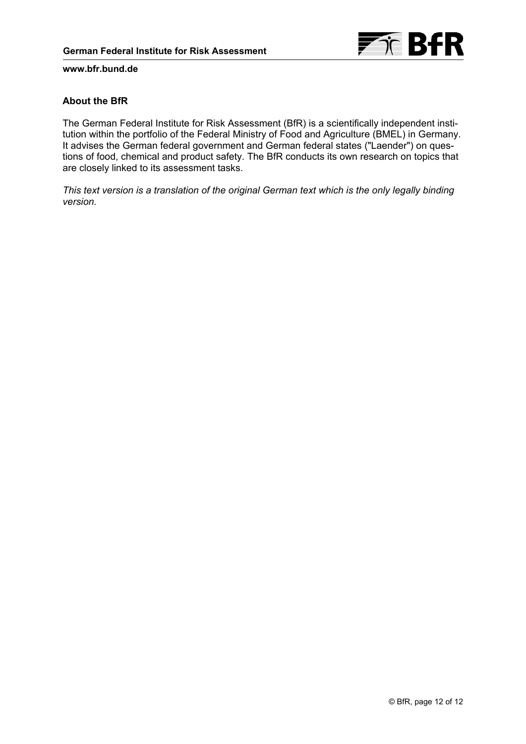## About the BfR

The German Federal Institute for Risk Assessment (BfR) is a scientifically independent institution within the portfolio of the Federal Ministry of Food and Agriculture (BMEL) in Germany. It advises the German federal government and German federal states ("Laender") on questions of food, chemical and product safety. The BfR conducts its own research on topics that are closely linked to its assessment tasks.

*This text version is a translation of the original German text which is the only legally binding version.*